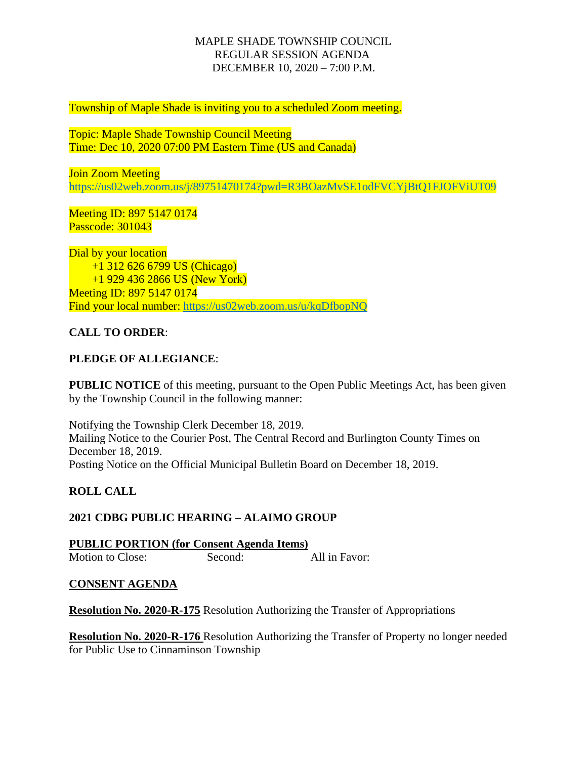MAPLE SHADE TOWNSHIP COUNCIL
REGULAR SESSION AGENDA
DECEMBER 10, 2020 – 7:00 P.M.

Township of Maple Shade is inviting you to a scheduled Zoom meeting.

Topic: Maple Shade Township Council Meeting
Time: Dec 10, 2020 07:00 PM Eastern Time (US and Canada)

Join Zoom Meeting
https://us02web.zoom.us/j/89751470174?pwd=R3BOazMvSE1odFVCYjBtQ1FJOFViUT09

Meeting ID: 897 5147 0174
Passcode: 301043

Dial by your location
+1 312 626 6799 US (Chicago)
+1 929 436 2866 US (New York)
Meeting ID: 897 5147 0174
Find your local number: https://us02web.zoom.us/u/kqDfbopNQ

**CALL TO ORDER**:

**PLEDGE OF ALLEGIANCE**:

**PUBLIC NOTICE** of this meeting, pursuant to the Open Public Meetings Act, has been given by the Township Council in the following manner:

Notifying the Township Clerk December 18, 2019.
Mailing Notice to the Courier Post, The Central Record and Burlington County Times on December 18, 2019.
Posting Notice on the Official Municipal Bulletin Board on December 18, 2019.

**ROLL CALL**

**2021 CDBG PUBLIC HEARING – ALAIMO GROUP**

**PUBLIC PORTION (for Consent Agenda Items)**
Motion to Close: Second: All in Favor:

**CONSENT AGENDA**

**Resolution No. 2020-R-175** Resolution Authorizing the Transfer of Appropriations

**Resolution No. 2020-R-176** Resolution Authorizing the Transfer of Property no longer needed for Public Use to Cinnaminson Township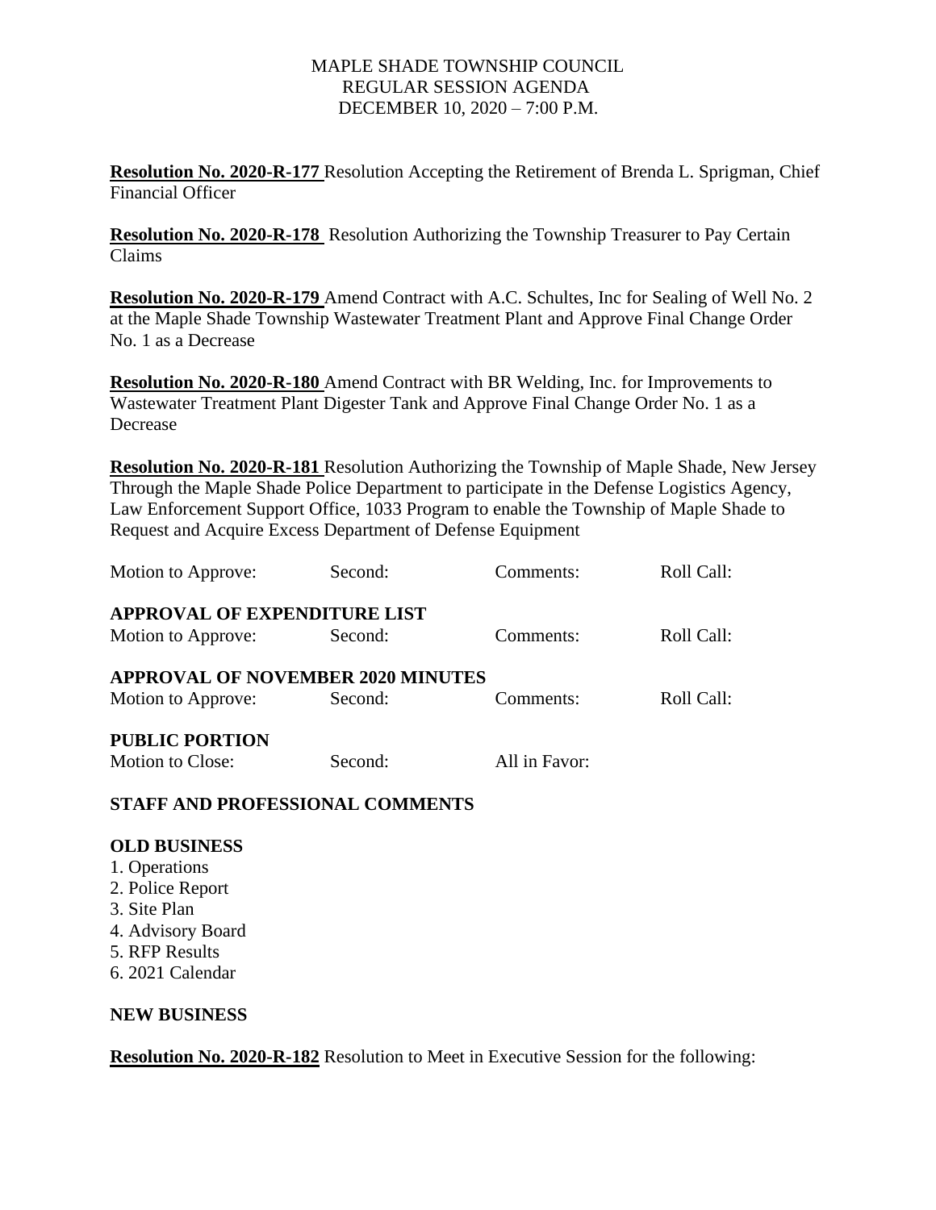MAPLE SHADE TOWNSHIP COUNCIL
REGULAR SESSION AGENDA
DECEMBER 10, 2020 – 7:00 P.M.

**Resolution No. 2020-R-177** Resolution Accepting the Retirement of Brenda L. Sprigman, Chief Financial Officer

**Resolution No. 2020-R-178** Resolution Authorizing the Township Treasurer to Pay Certain Claims

**Resolution No. 2020-R-179** Amend Contract with A.C. Schultes, Inc for Sealing of Well No. 2 at the Maple Shade Township Wastewater Treatment Plant and Approve Final Change Order No. 1 as a Decrease

**Resolution No. 2020-R-180** Amend Contract with BR Welding, Inc. for Improvements to Wastewater Treatment Plant Digester Tank and Approve Final Change Order No. 1 as a Decrease

**Resolution No. 2020-R-181** Resolution Authorizing the Township of Maple Shade, New Jersey Through the Maple Shade Police Department to participate in the Defense Logistics Agency, Law Enforcement Support Office, 1033 Program to enable the Township of Maple Shade to Request and Acquire Excess Department of Defense Equipment

Motion to Approve: Second: Comments: Roll Call:

**APPROVAL OF EXPENDITURE LIST**
Motion to Approve: Second: Comments: Roll Call:

**APPROVAL OF NOVEMBER 2020 MINUTES**
Motion to Approve: Second: Comments: Roll Call:

**PUBLIC PORTION**
Motion to Close: Second: All in Favor:

**STAFF AND PROFESSIONAL COMMENTS**

**OLD BUSINESS**

1. Operations
2. Police Report
3. Site Plan
4. Advisory Board
5. RFP Results
6. 2021 Calendar

**NEW BUSINESS**

**Resolution No. 2020-R-182** Resolution to Meet in Executive Session for the following: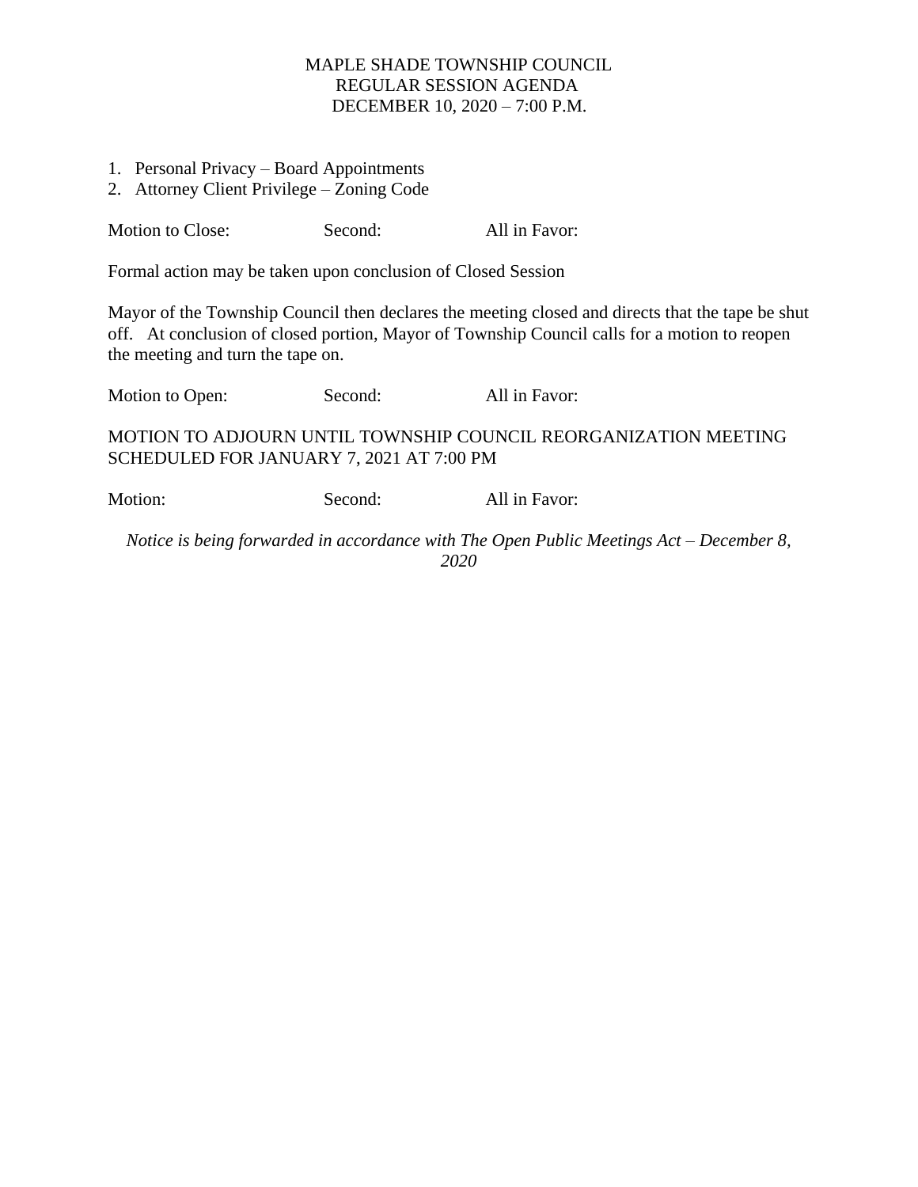MAPLE SHADE TOWNSHIP COUNCIL
REGULAR SESSION AGENDA
DECEMBER 10, 2020 – 7:00 P.M.

1. Personal Privacy – Board Appointments
2. Attorney Client Privilege – Zoning Code

Motion to Close: Second: All in Favor:

Formal action may be taken upon conclusion of Closed Session

Mayor of the Township Council then declares the meeting closed and directs that the tape be shut off. At conclusion of closed portion, Mayor of Township Council calls for a motion to reopen the meeting and turn the tape on.

Motion to Open: Second: All in Favor:

MOTION TO ADJOURN UNTIL TOWNSHIP COUNCIL REORGANIZATION MEETING SCHEDULED FOR JANUARY 7, 2021 AT 7:00 PM

Motion: Second: All in Favor:

*Notice is being forwarded in accordance with The Open Public Meetings Act – December 8, 2020*